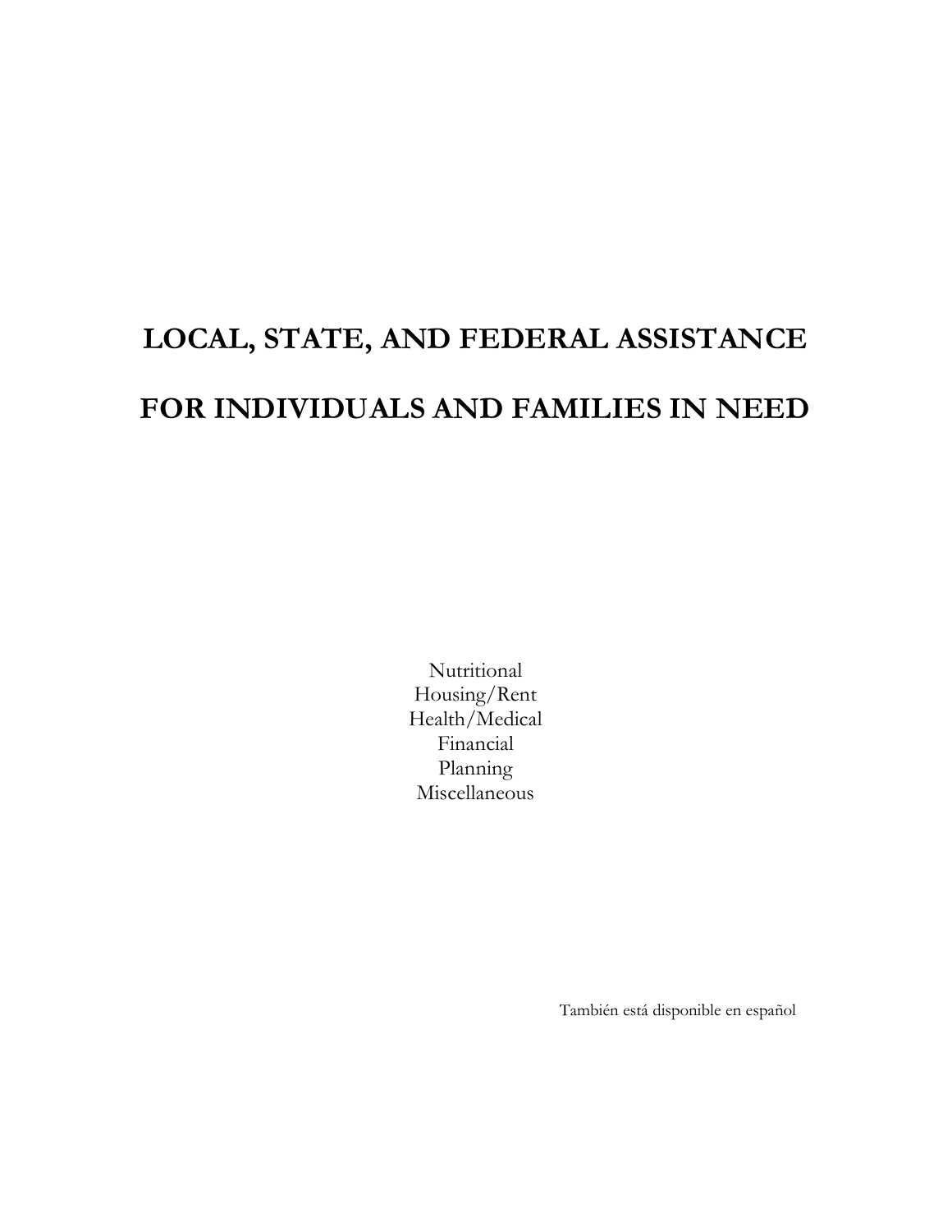# LOCAL, STATE, AND FEDERAL ASSISTANCE

# FOR INDIVIDUALS AND FAMILIES IN NEED

Nutritional
Housing/Rent
Health/Medical
Financial
Planning
Miscellaneous

También está disponible en español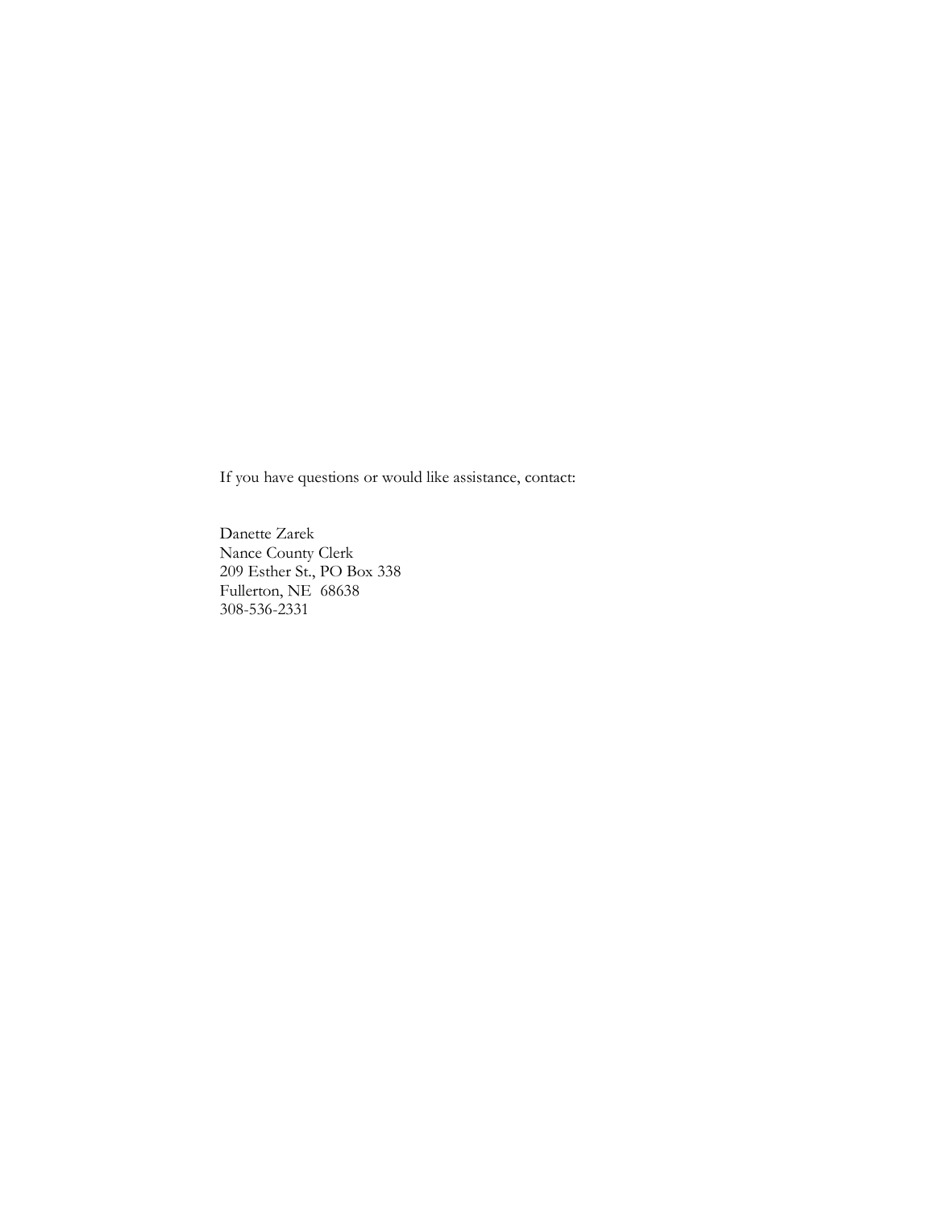If you have questions or would like assistance, contact:

Danette Zarek
Nance County Clerk
209 Esther St., PO Box 338
Fullerton, NE 68638
308-536-2331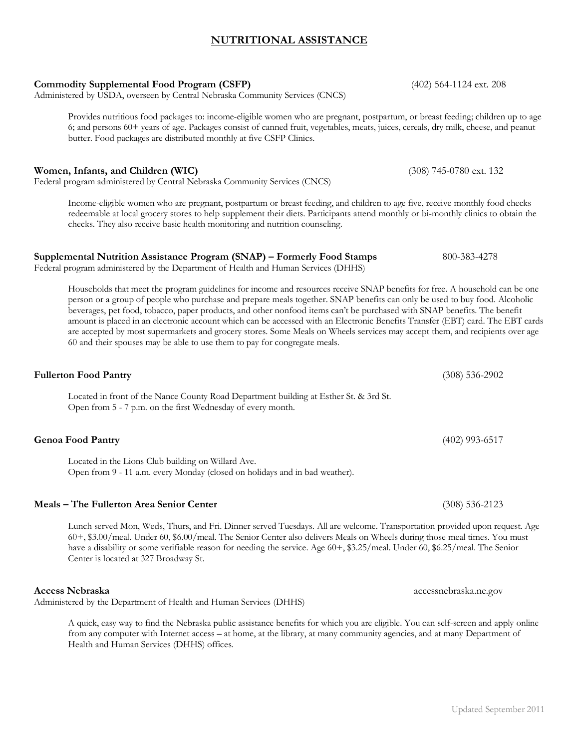# NUTRITIONAL ASSISTANCE

**Commodity Supplemental Food Program (CSFP)** (402) 564-1124 ext. 208
Administered by USDA, overseen by Central Nebraska Community Services (CNCS)

Provides nutritious food packages to: income-eligible women who are pregnant, postpartum, or breast feeding; children up to age 6; and persons 60+ years of age. Packages consist of canned fruit, vegetables, meats, juices, cereals, dry milk, cheese, and peanut butter. Food packages are distributed monthly at five CSFP Clinics.

**Women, Infants, and Children (WIC)** (308) 745-0780 ext. 132
Federal program administered by Central Nebraska Community Services (CNCS)

Income-eligible women who are pregnant, postpartum or breast feeding, and children to age five, receive monthly food checks redeemable at local grocery stores to help supplement their diets. Participants attend monthly or bi-monthly clinics to obtain the checks. They also receive basic health monitoring and nutrition counseling.

**Supplemental Nutrition Assistance Program (SNAP) – Formerly Food Stamps** 800-383-4278
Federal program administered by the Department of Health and Human Services (DHHS)

Households that meet the program guidelines for income and resources receive SNAP benefits for free. A household can be one person or a group of people who purchase and prepare meals together. SNAP benefits can only be used to buy food. Alcoholic beverages, pet food, tobacco, paper products, and other nonfood items can't be purchased with SNAP benefits. The benefit amount is placed in an electronic account which can be accessed with an Electronic Benefits Transfer (EBT) card. The EBT cards are accepted by most supermarkets and grocery stores. Some Meals on Wheels services may accept them, and recipients over age 60 and their spouses may be able to use them to pay for congregate meals.

**Fullerton Food Pantry** (308) 536-2902

Located in front of the Nance County Road Department building at Esther St. & 3rd St.
Open from 5 - 7 p.m. on the first Wednesday of every month.

**Genoa Food Pantry** (402) 993-6517

Located in the Lions Club building on Willard Ave.
Open from 9 - 11 a.m. every Monday (closed on holidays and in bad weather).

**Meals – The Fullerton Area Senior Center** (308) 536-2123

Lunch served Mon, Weds, Thurs, and Fri. Dinner served Tuesdays. All are welcome. Transportation provided upon request. Age 60+, $3.00/meal. Under 60, $6.00/meal. The Senior Center also delivers Meals on Wheels during those meal times. You must have a disability or some verifiable reason for needing the service. Age 60+, $3.25/meal. Under 60, $6.25/meal. The Senior Center is located at 327 Broadway St.

**Access Nebraska** accessnebraska.ne.gov
Administered by the Department of Health and Human Services (DHHS)

A quick, easy way to find the Nebraska public assistance benefits for which you are eligible. You can self-screen and apply online from any computer with Internet access – at home, at the library, at many community agencies, and at many Department of Health and Human Services (DHHS) offices.

Updated September 2011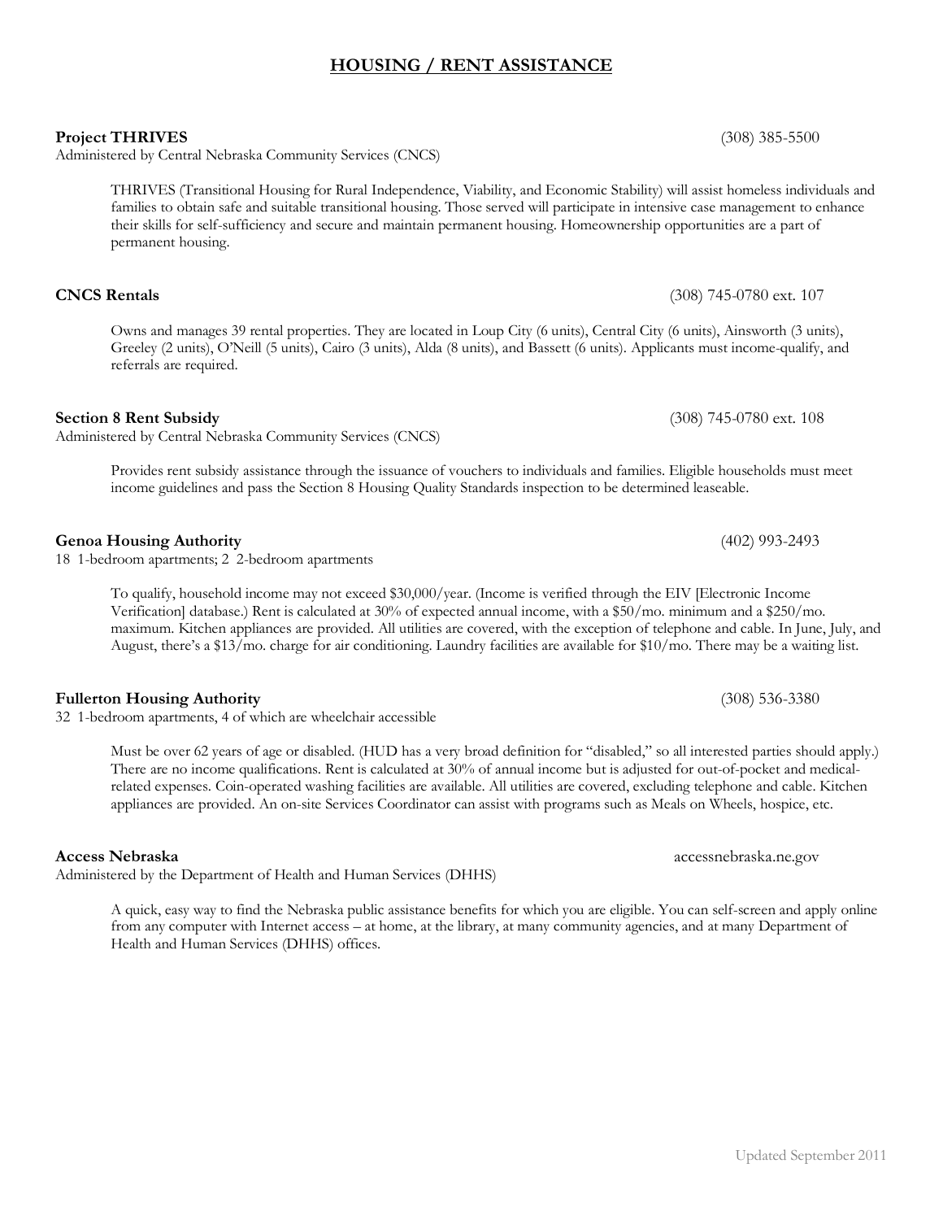# HOUSING / RENT ASSISTANCE

**Project THRIVES** (308) 385-5500
Administered by Central Nebraska Community Services (CNCS)

THRIVES (Transitional Housing for Rural Independence, Viability, and Economic Stability) will assist homeless individuals and families to obtain safe and suitable transitional housing. Those served will participate in intensive case management to enhance their skills for self-sufficiency and secure and maintain permanent housing. Homeownership opportunities are a part of permanent housing.

**CNCS Rentals** (308) 745-0780 ext. 107

Owns and manages 39 rental properties. They are located in Loup City (6 units), Central City (6 units), Ainsworth (3 units), Greeley (2 units), O'Neill (5 units), Cairo (3 units), Alda (8 units), and Bassett (6 units). Applicants must income-qualify, and referrals are required.

**Section 8 Rent Subsidy** (308) 745-0780 ext. 108
Administered by Central Nebraska Community Services (CNCS)

Provides rent subsidy assistance through the issuance of vouchers to individuals and families. Eligible households must meet income guidelines and pass the Section 8 Housing Quality Standards inspection to be determined leaseable.

**Genoa Housing Authority** (402) 993-2493
18 1-bedroom apartments; 2 2-bedroom apartments

To qualify, household income may not exceed $30,000/year. (Income is verified through the EIV [Electronic Income Verification] database.) Rent is calculated at 30% of expected annual income, with a $50/mo. minimum and a $250/mo. maximum. Kitchen appliances are provided. All utilities are covered, with the exception of telephone and cable. In June, July, and August, there's a $13/mo. charge for air conditioning. Laundry facilities are available for $10/mo. There may be a waiting list.

**Fullerton Housing Authority** (308) 536-3380
32 1-bedroom apartments, 4 of which are wheelchair accessible

Must be over 62 years of age or disabled. (HUD has a very broad definition for "disabled," so all interested parties should apply.) There are no income qualifications. Rent is calculated at 30% of annual income but is adjusted for out-of-pocket and medical-related expenses. Coin-operated washing facilities are available. All utilities are covered, excluding telephone and cable. Kitchen appliances are provided. An on-site Services Coordinator can assist with programs such as Meals on Wheels, hospice, etc.

**Access Nebraska** accessnebraska.ne.gov
Administered by the Department of Health and Human Services (DHHS)

A quick, easy way to find the Nebraska public assistance benefits for which you are eligible. You can self-screen and apply online from any computer with Internet access – at home, at the library, at many community agencies, and at many Department of Health and Human Services (DHHS) offices.

Updated September 2011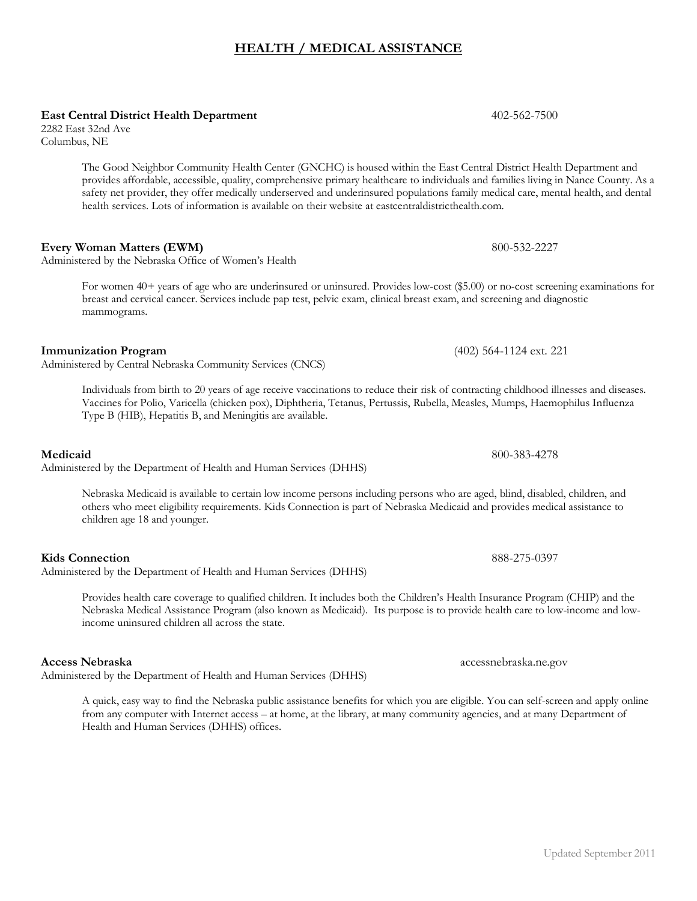# HEALTH / MEDICAL ASSISTANCE

**East Central District Health Department** 402-562-7500
2282 East 32nd Ave
Columbus, NE

The Good Neighbor Community Health Center (GNCHC) is housed within the East Central District Health Department and provides affordable, accessible, quality, comprehensive primary healthcare to individuals and families living in Nance County. As a safety net provider, they offer medically underserved and underinsured populations family medical care, mental health, and dental health services. Lots of information is available on their website at eastcentraldistricthealth.com.

**Every Woman Matters (EWM)** 800-532-2227
Administered by the Nebraska Office of Women's Health

For women 40+ years of age who are underinsured or uninsured. Provides low-cost ($5.00) or no-cost screening examinations for breast and cervical cancer. Services include pap test, pelvic exam, clinical breast exam, and screening and diagnostic mammograms.

**Immunization Program** (402) 564-1124 ext. 221
Administered by Central Nebraska Community Services (CNCS)

Individuals from birth to 20 years of age receive vaccinations to reduce their risk of contracting childhood illnesses and diseases. Vaccines for Polio, Varicella (chicken pox), Diphtheria, Tetanus, Pertussis, Rubella, Measles, Mumps, Haemophilus Influenza Type B (HIB), Hepatitis B, and Meningitis are available.

**Medicaid** 800-383-4278
Administered by the Department of Health and Human Services (DHHS)

Nebraska Medicaid is available to certain low income persons including persons who are aged, blind, disabled, children, and others who meet eligibility requirements. Kids Connection is part of Nebraska Medicaid and provides medical assistance to children age 18 and younger.

**Kids Connection** 888-275-0397
Administered by the Department of Health and Human Services (DHHS)

Provides health care coverage to qualified children. It includes both the Children's Health Insurance Program (CHIP) and the Nebraska Medical Assistance Program (also known as Medicaid). Its purpose is to provide health care to low-income and low-income uninsured children all across the state.

**Access Nebraska** accessnebraska.ne.gov
Administered by the Department of Health and Human Services (DHHS)

A quick, easy way to find the Nebraska public assistance benefits for which you are eligible. You can self-screen and apply online from any computer with Internet access – at home, at the library, at many community agencies, and at many Department of Health and Human Services (DHHS) offices.

Updated September 2011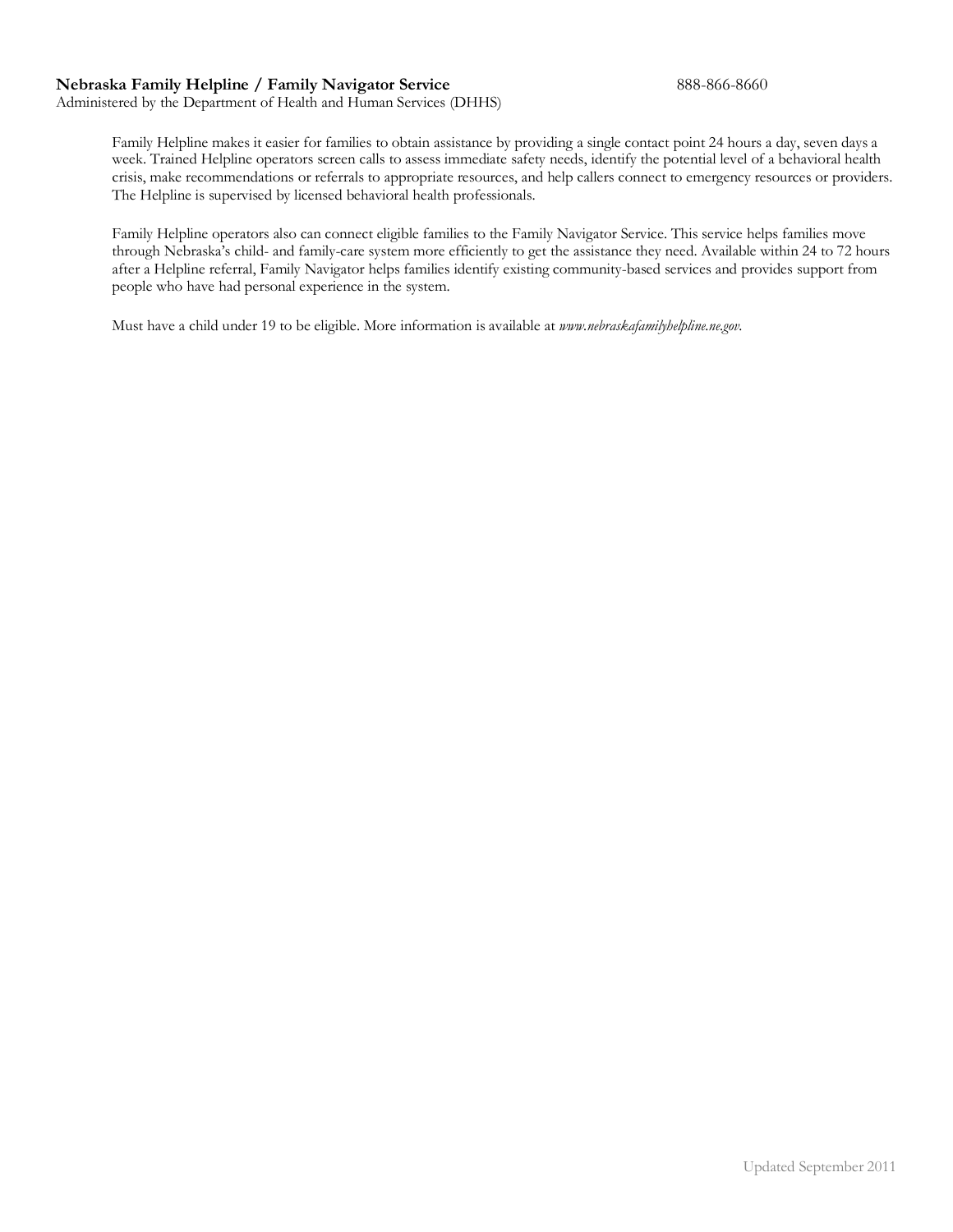**Nebraska Family Helpline / Family Navigator Service** 888-866-8660

Administered by the Department of Health and Human Services (DHHS)

Family Helpline makes it easier for families to obtain assistance by providing a single contact point 24 hours a day, seven days a week. Trained Helpline operators screen calls to assess immediate safety needs, identify the potential level of a behavioral health crisis, make recommendations or referrals to appropriate resources, and help callers connect to emergency resources or providers. The Helpline is supervised by licensed behavioral health professionals.

Family Helpline operators also can connect eligible families to the Family Navigator Service. This service helps families move through Nebraska's child- and family-care system more efficiently to get the assistance they need. Available within 24 to 72 hours after a Helpline referral, Family Navigator helps families identify existing community-based services and provides support from people who have had personal experience in the system.

Must have a child under 19 to be eligible. More information is available at *www.nebraskafamilyhelpline.ne.gov.*

Updated September 2011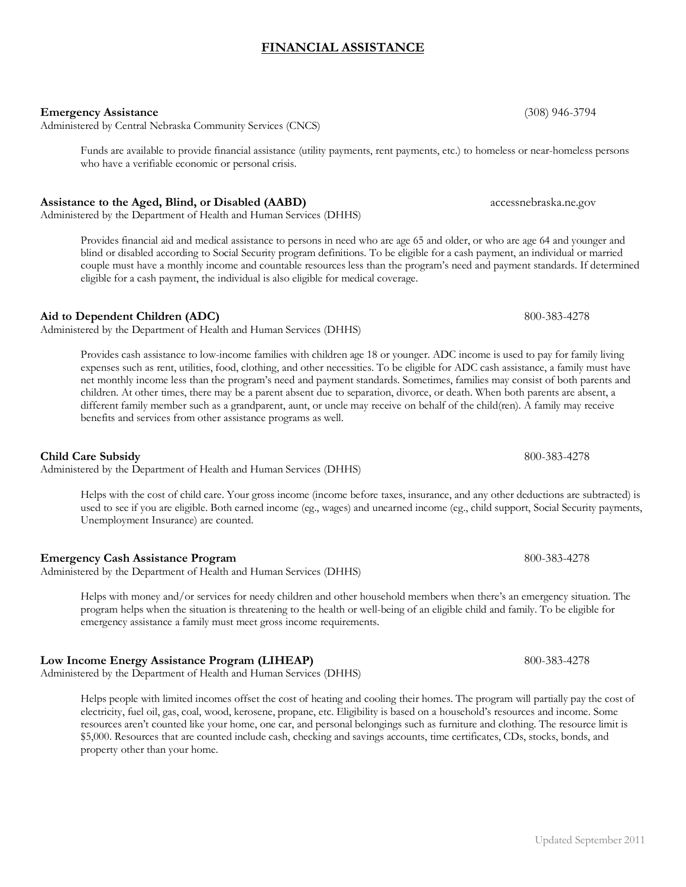# FINANCIAL ASSISTANCE

**Emergency Assistance** (308) 946-3794
Administered by Central Nebraska Community Services (CNCS)

Funds are available to provide financial assistance (utility payments, rent payments, etc.) to homeless or near-homeless persons who have a verifiable economic or personal crisis.

**Assistance to the Aged, Blind, or Disabled (AABD)** accessnebraska.ne.gov
Administered by the Department of Health and Human Services (DHHS)

Provides financial aid and medical assistance to persons in need who are age 65 and older, or who are age 64 and younger and blind or disabled according to Social Security program definitions. To be eligible for a cash payment, an individual or married couple must have a monthly income and countable resources less than the program's need and payment standards. If determined eligible for a cash payment, the individual is also eligible for medical coverage.

**Aid to Dependent Children (ADC)** 800-383-4278
Administered by the Department of Health and Human Services (DHHS)

Provides cash assistance to low-income families with children age 18 or younger. ADC income is used to pay for family living expenses such as rent, utilities, food, clothing, and other necessities. To be eligible for ADC cash assistance, a family must have net monthly income less than the program's need and payment standards. Sometimes, families may consist of both parents and children. At other times, there may be a parent absent due to separation, divorce, or death. When both parents are absent, a different family member such as a grandparent, aunt, or uncle may receive on behalf of the child(ren). A family may receive benefits and services from other assistance programs as well.

**Child Care Subsidy** 800-383-4278
Administered by the Department of Health and Human Services (DHHS)

Helps with the cost of child care. Your gross income (income before taxes, insurance, and any other deductions are subtracted) is used to see if you are eligible. Both earned income (eg., wages) and unearned income (eg., child support, Social Security payments, Unemployment Insurance) are counted.

**Emergency Cash Assistance Program** 800-383-4278
Administered by the Department of Health and Human Services (DHHS)

Helps with money and/or services for needy children and other household members when there's an emergency situation. The program helps when the situation is threatening to the health or well-being of an eligible child and family. To be eligible for emergency assistance a family must meet gross income requirements.

**Low Income Energy Assistance Program (LIHEAP)** 800-383-4278
Administered by the Department of Health and Human Services (DHHS)

Helps people with limited incomes offset the cost of heating and cooling their homes. The program will partially pay the cost of electricity, fuel oil, gas, coal, wood, kerosene, propane, etc. Eligibility is based on a household's resources and income. Some resources aren't counted like your home, one car, and personal belongings such as furniture and clothing. The resource limit is $5,000. Resources that are counted include cash, checking and savings accounts, time certificates, CDs, stocks, bonds, and property other than your home.

Updated September 2011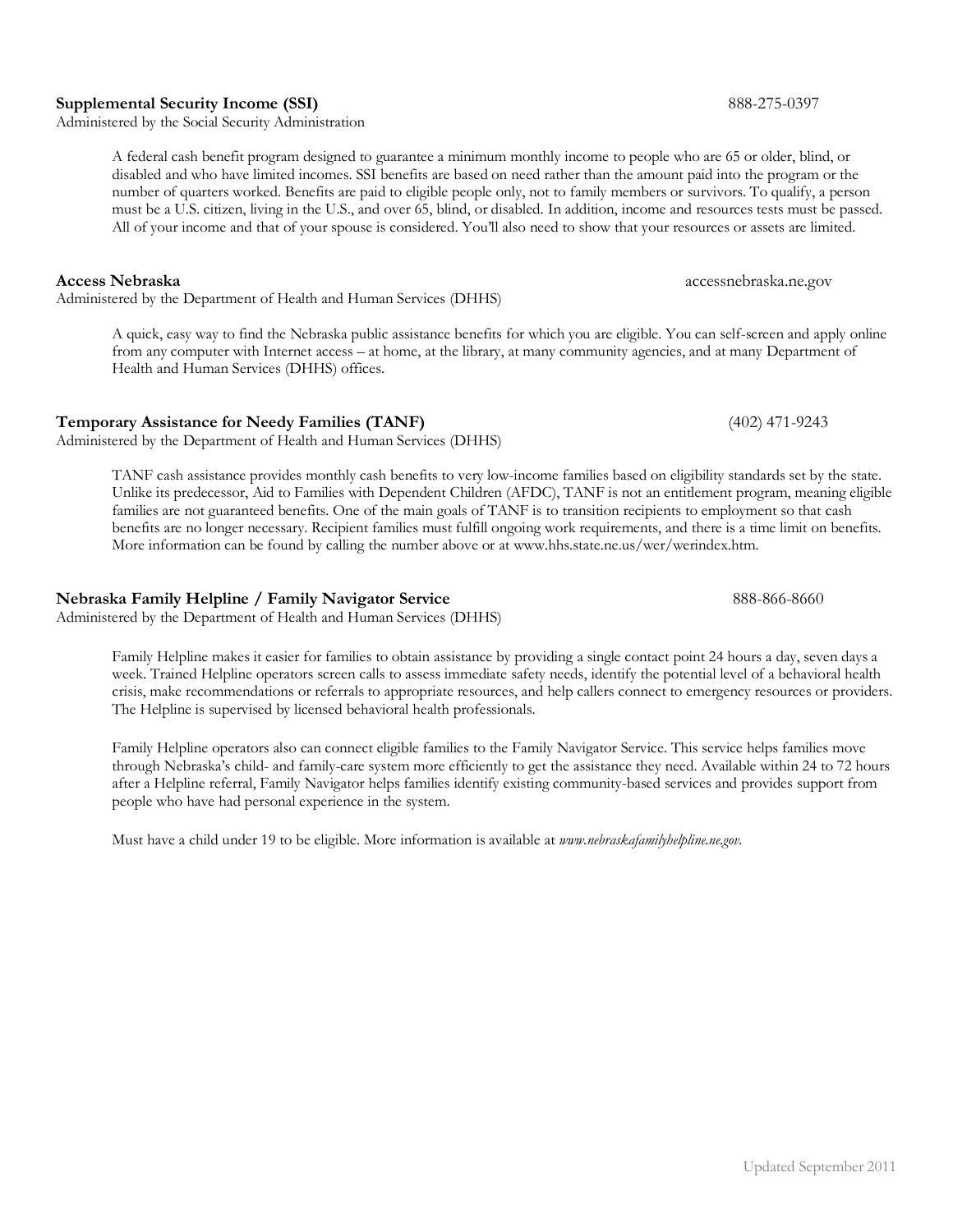**Supplemental Security Income (SSI)** 888-275-0397

Administered by the Social Security Administration

A federal cash benefit program designed to guarantee a minimum monthly income to people who are 65 or older, blind, or disabled and who have limited incomes. SSI benefits are based on need rather than the amount paid into the program or the number of quarters worked. Benefits are paid to eligible people only, not to family members or survivors. To qualify, a person must be a U.S. citizen, living in the U.S., and over 65, blind, or disabled. In addition, income and resources tests must be passed. All of your income and that of your spouse is considered. You'll also need to show that your resources or assets are limited.

**Access Nebraska** accessnebraska.ne.gov

Administered by the Department of Health and Human Services (DHHS)

A quick, easy way to find the Nebraska public assistance benefits for which you are eligible. You can self-screen and apply online from any computer with Internet access – at home, at the library, at many community agencies, and at many Department of Health and Human Services (DHHS) offices.

**Temporary Assistance for Needy Families (TANF)** (402) 471-9243

Administered by the Department of Health and Human Services (DHHS)

TANF cash assistance provides monthly cash benefits to very low-income families based on eligibility standards set by the state. Unlike its predecessor, Aid to Families with Dependent Children (AFDC), TANF is not an entitlement program, meaning eligible families are not guaranteed benefits. One of the main goals of TANF is to transition recipients to employment so that cash benefits are no longer necessary. Recipient families must fulfill ongoing work requirements, and there is a time limit on benefits. More information can be found by calling the number above or at www.hhs.state.ne.us/wer/werindex.htm.

**Nebraska Family Helpline / Family Navigator Service** 888-866-8660

Administered by the Department of Health and Human Services (DHHS)

Family Helpline makes it easier for families to obtain assistance by providing a single contact point 24 hours a day, seven days a week. Trained Helpline operators screen calls to assess immediate safety needs, identify the potential level of a behavioral health crisis, make recommendations or referrals to appropriate resources, and help callers connect to emergency resources or providers. The Helpline is supervised by licensed behavioral health professionals.

Family Helpline operators also can connect eligible families to the Family Navigator Service. This service helps families move through Nebraska's child- and family-care system more efficiently to get the assistance they need. Available within 24 to 72 hours after a Helpline referral, Family Navigator helps families identify existing community-based services and provides support from people who have had personal experience in the system.

Must have a child under 19 to be eligible. More information is available at *www.nebraskafamilyhelpline.ne.gov*.

Updated September 2011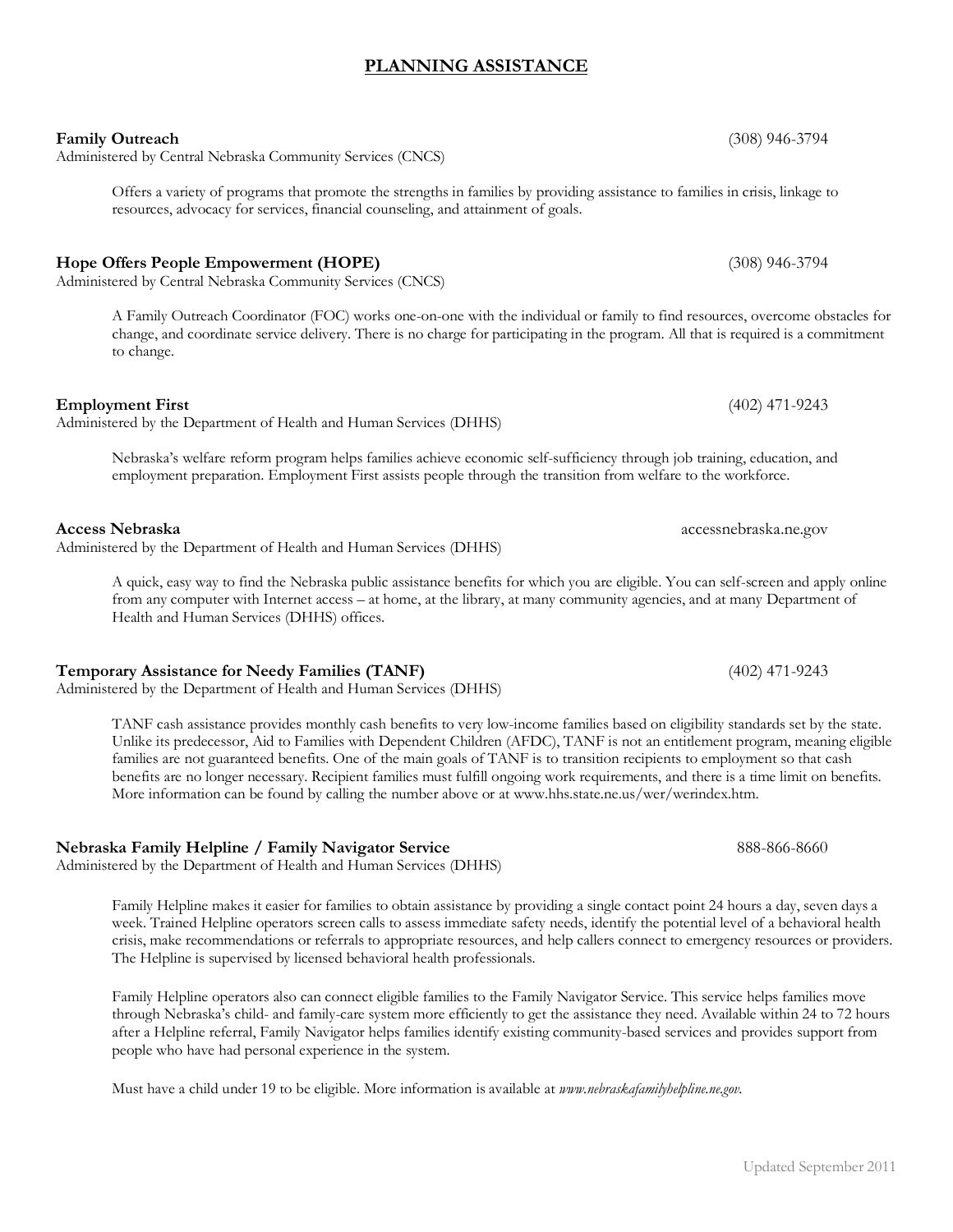# PLANNING ASSISTANCE

**Family Outreach** (308) 946-3794
Administered by Central Nebraska Community Services (CNCS)

Offers a variety of programs that promote the strengths in families by providing assistance to families in crisis, linkage to resources, advocacy for services, financial counseling, and attainment of goals.

**Hope Offers People Empowerment (HOPE)** (308) 946-3794
Administered by Central Nebraska Community Services (CNCS)

A Family Outreach Coordinator (FOC) works one-on-one with the individual or family to find resources, overcome obstacles for change, and coordinate service delivery. There is no charge for participating in the program. All that is required is a commitment to change.

**Employment First** (402) 471-9243
Administered by the Department of Health and Human Services (DHHS)

Nebraska's welfare reform program helps families achieve economic self-sufficiency through job training, education, and employment preparation. Employment First assists people through the transition from welfare to the workforce.

**Access Nebraska** accessnebraska.ne.gov
Administered by the Department of Health and Human Services (DHHS)

A quick, easy way to find the Nebraska public assistance benefits for which you are eligible. You can self-screen and apply online from any computer with Internet access – at home, at the library, at many community agencies, and at many Department of Health and Human Services (DHHS) offices.

**Temporary Assistance for Needy Families (TANF)** (402) 471-9243
Administered by the Department of Health and Human Services (DHHS)

TANF cash assistance provides monthly cash benefits to very low-income families based on eligibility standards set by the state. Unlike its predecessor, Aid to Families with Dependent Children (AFDC), TANF is not an entitlement program, meaning eligible families are not guaranteed benefits. One of the main goals of TANF is to transition recipients to employment so that cash benefits are no longer necessary. Recipient families must fulfill ongoing work requirements, and there is a time limit on benefits. More information can be found by calling the number above or at www.hhs.state.ne.us/wer/werindex.htm.

**Nebraska Family Helpline / Family Navigator Service** 888-866-8660
Administered by the Department of Health and Human Services (DHHS)

Family Helpline makes it easier for families to obtain assistance by providing a single contact point 24 hours a day, seven days a week. Trained Helpline operators screen calls to assess immediate safety needs, identify the potential level of a behavioral health crisis, make recommendations or referrals to appropriate resources, and help callers connect to emergency resources or providers. The Helpline is supervised by licensed behavioral health professionals.

Family Helpline operators also can connect eligible families to the Family Navigator Service. This service helps families move through Nebraska's child- and family-care system more efficiently to get the assistance they need. Available within 24 to 72 hours after a Helpline referral, Family Navigator helps families identify existing community-based services and provides support from people who have had personal experience in the system.

Must have a child under 19 to be eligible. More information is available at *www.nebraskafamilyhelpline.ne.gov*.

Updated September 2011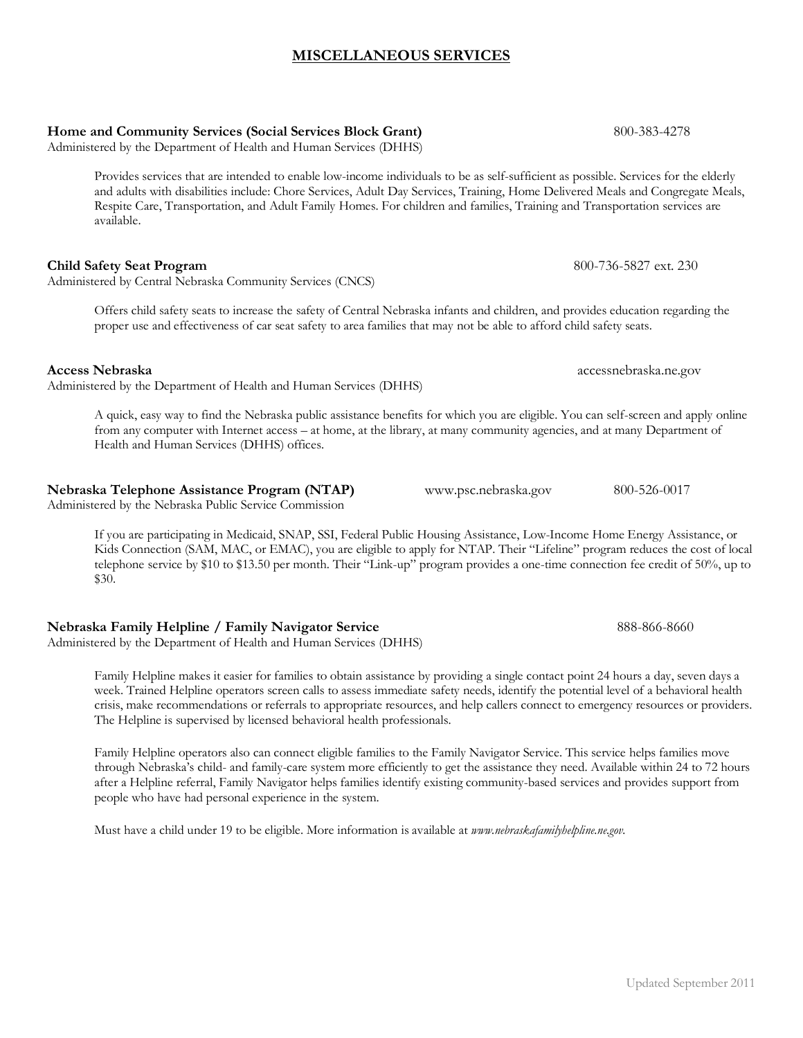# MISCELLANEOUS SERVICES

**Home and Community Services (Social Services Block Grant)** 800-383-4278
Administered by the Department of Health and Human Services (DHHS)

Provides services that are intended to enable low-income individuals to be as self-sufficient as possible. Services for the elderly and adults with disabilities include: Chore Services, Adult Day Services, Training, Home Delivered Meals and Congregate Meals, Respite Care, Transportation, and Adult Family Homes. For children and families, Training and Transportation services are available.

**Child Safety Seat Program** 800-736-5827 ext. 230
Administered by Central Nebraska Community Services (CNCS)

Offers child safety seats to increase the safety of Central Nebraska infants and children, and provides education regarding the proper use and effectiveness of car seat safety to area families that may not be able to afford child safety seats.

**Access Nebraska** accessnebraska.ne.gov
Administered by the Department of Health and Human Services (DHHS)

A quick, easy way to find the Nebraska public assistance benefits for which you are eligible. You can self-screen and apply online from any computer with Internet access – at home, at the library, at many community agencies, and at many Department of Health and Human Services (DHHS) offices.

**Nebraska Telephone Assistance Program (NTAP)** www.psc.nebraska.gov 800-526-0017
Administered by the Nebraska Public Service Commission

If you are participating in Medicaid, SNAP, SSI, Federal Public Housing Assistance, Low-Income Home Energy Assistance, or Kids Connection (SAM, MAC, or EMAC), you are eligible to apply for NTAP. Their "Lifeline" program reduces the cost of local telephone service by $10 to $13.50 per month. Their "Link-up" program provides a one-time connection fee credit of 50%, up to $30.

**Nebraska Family Helpline / Family Navigator Service** 888-866-8660
Administered by the Department of Health and Human Services (DHHS)

Family Helpline makes it easier for families to obtain assistance by providing a single contact point 24 hours a day, seven days a week. Trained Helpline operators screen calls to assess immediate safety needs, identify the potential level of a behavioral health crisis, make recommendations or referrals to appropriate resources, and help callers connect to emergency resources or providers. The Helpline is supervised by licensed behavioral health professionals.

Family Helpline operators also can connect eligible families to the Family Navigator Service. This service helps families move through Nebraska's child- and family-care system more efficiently to get the assistance they need. Available within 24 to 72 hours after a Helpline referral, Family Navigator helps families identify existing community-based services and provides support from people who have had personal experience in the system.

Must have a child under 19 to be eligible. More information is available at *www.nebraskafamilyhelpline.ne.gov*.

Updated September 2011